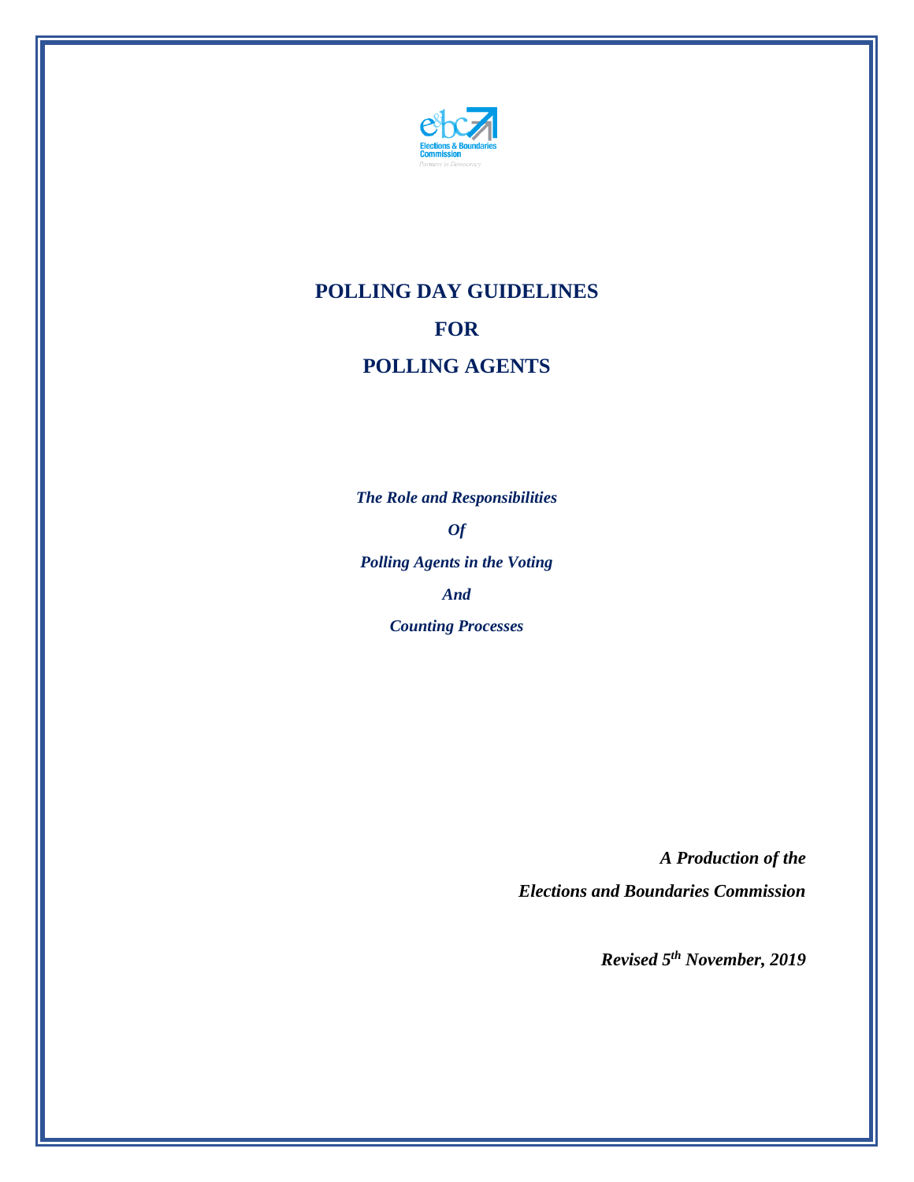# POLLING DAY GUIDELINES

# FOR

# POLLING AGENTS

***The Role and Responsibilities***

***Of***

***Polling Agents in the Voting***

***And***

***Counting Processes***

***A Production of the***

***Elections and Boundaries Commission***

***Revised 5th November, 2019***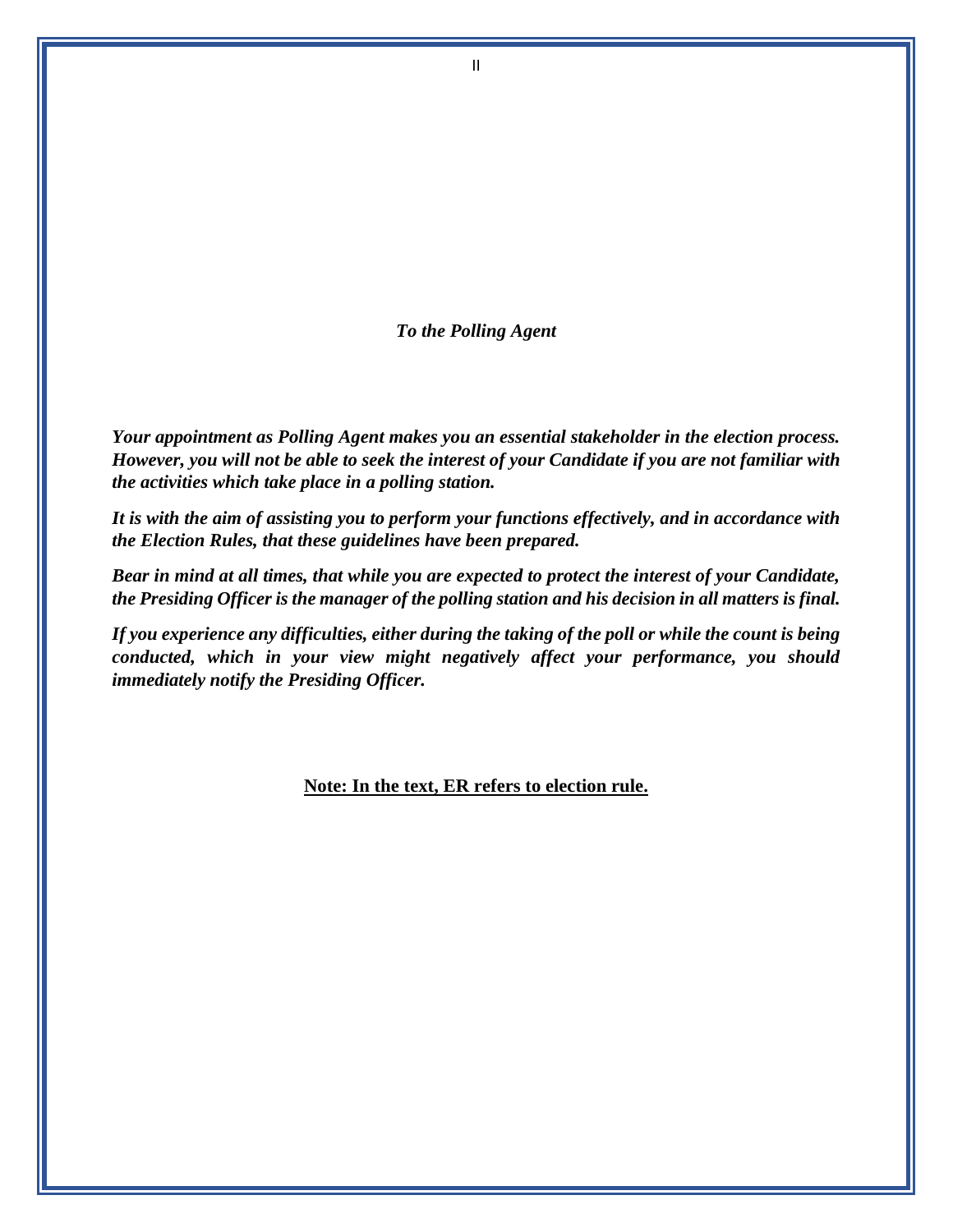***To the Polling Agent***

***Your appointment as Polling Agent makes you an essential stakeholder in the election process. However, you will not be able to seek the interest of your Candidate if you are not familiar with the activities which take place in a polling station.***

***It is with the aim of assisting you to perform your functions effectively, and in accordance with the Election Rules, that these guidelines have been prepared.***

***Bear in mind at all times, that while you are expected to protect the interest of your Candidate, the Presiding Officer is the manager of the polling station and his decision in all matters is final.***

***If you experience any difficulties, either during the taking of the poll or while the count is being conducted, which in your view might negatively affect your performance, you should immediately notify the Presiding Officer.***

**Note: In the text, ER refers to election rule.**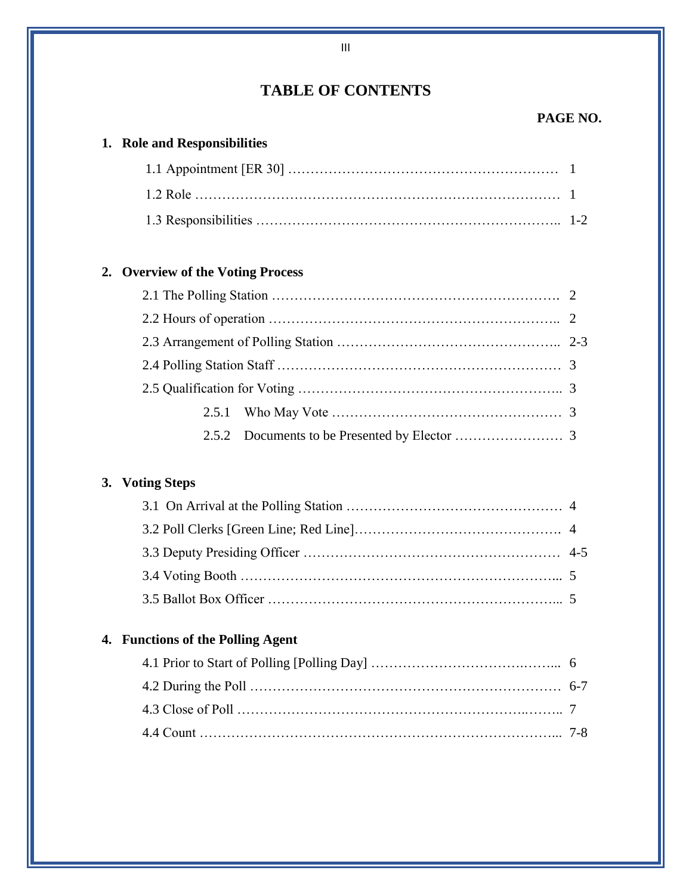# TABLE OF CONTENTS

**PAGE NO.**

**1. Role and Responsibilities**

1.1 Appointment [ER 30] ………………………………………………… 1

1.2 Role ………………………………………………………………… 1

1.3 Responsibilities ………………………………………………….. 1-2

**2. Overview of the Voting Process**

2.1 The Polling Station ………………………………………………. 2

2.2 Hours of operation ……………………………………………….. 2

2.3 Arrangement of Polling Station ………………………………….. 2-3

2.4 Polling Station Staff ……………………………………………… 3

2.5 Qualification for Voting ………………………………………….. 3

2.5.1 Who May Vote …………………………………………… 3

2.5.2 Documents to be Presented by Elector …………………… 3

**3. Voting Steps**

3.1 On Arrival at the Polling Station ………………………………… 4

3.2 Poll Clerks [Green Line; Red Line]………………………………. 4

3.3 Deputy Presiding Officer ………………………………………… 4-5

3.4 Voting Booth ……………………………………………………... 5

3.5 Ballot Box Officer ………………………………………………... 5

**4. Functions of the Polling Agent**

4.1 Prior to Start of Polling [Polling Day] ……………………….…... 6

4.2 During the Poll …………………………………………………… 6-7

4.3 Close of Poll ……………………………………………….…….. 7

4.4 Count ……………………………………………………………... 7-8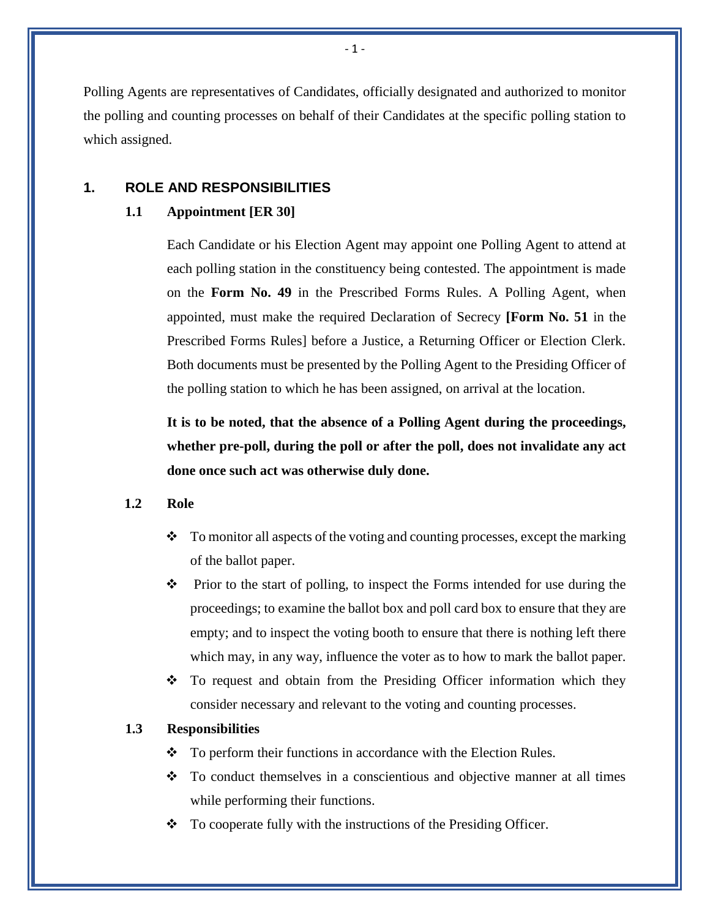Polling Agents are representatives of Candidates, officially designated and authorized to monitor the polling and counting processes on behalf of their Candidates at the specific polling station to which assigned.

## 1. ROLE AND RESPONSIBILITIES

### 1.1 Appointment [ER 30]

Each Candidate or his Election Agent may appoint one Polling Agent to attend at each polling station in the constituency being contested. The appointment is made on the **Form No. 49** in the Prescribed Forms Rules. A Polling Agent, when appointed, must make the required Declaration of Secrecy **[Form No. 51** in the Prescribed Forms Rules] before a Justice, a Returning Officer or Election Clerk. Both documents must be presented by the Polling Agent to the Presiding Officer of the polling station to which he has been assigned, on arrival at the location.

**It is to be noted, that the absence of a Polling Agent during the proceedings, whether pre-poll, during the poll or after the poll, does not invalidate any act done once such act was otherwise duly done.**

### 1.2 Role

- To monitor all aspects of the voting and counting processes, except the marking of the ballot paper.
- Prior to the start of polling, to inspect the Forms intended for use during the proceedings; to examine the ballot box and poll card box to ensure that they are empty; and to inspect the voting booth to ensure that there is nothing left there which may, in any way, influence the voter as to how to mark the ballot paper.
- To request and obtain from the Presiding Officer information which they consider necessary and relevant to the voting and counting processes.

### 1.3 Responsibilities

- To perform their functions in accordance with the Election Rules.
- To conduct themselves in a conscientious and objective manner at all times while performing their functions.
- To cooperate fully with the instructions of the Presiding Officer.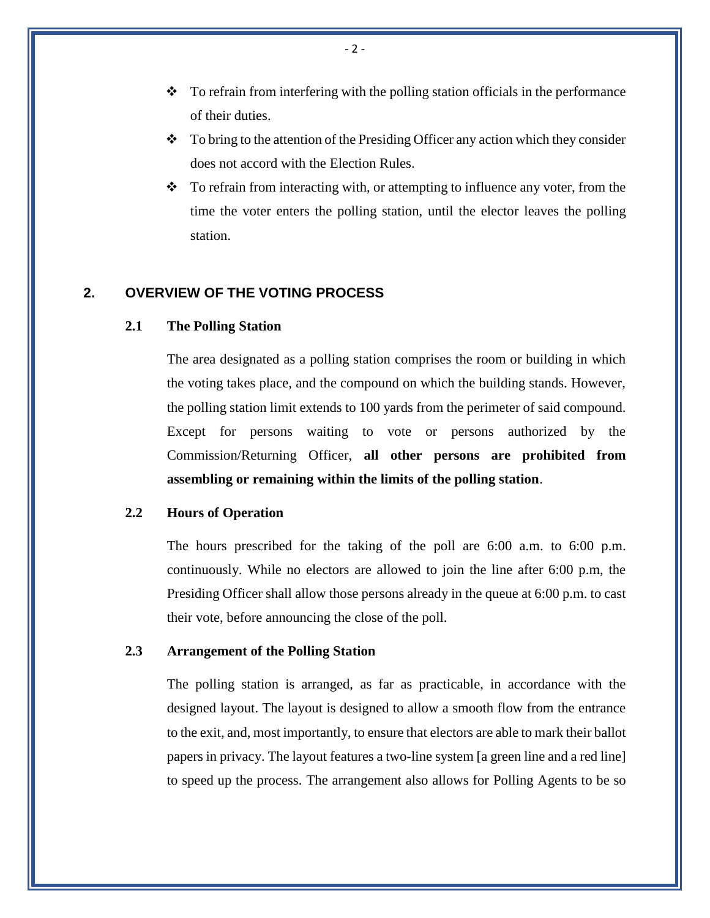- To refrain from interfering with the polling station officials in the performance of their duties.
- To bring to the attention of the Presiding Officer any action which they consider does not accord with the Election Rules.
- To refrain from interacting with, or attempting to influence any voter, from the time the voter enters the polling station, until the elector leaves the polling station.

## 2. OVERVIEW OF THE VOTING PROCESS

### 2.1 The Polling Station

The area designated as a polling station comprises the room or building in which the voting takes place, and the compound on which the building stands. However, the polling station limit extends to 100 yards from the perimeter of said compound. Except for persons waiting to vote or persons authorized by the Commission/Returning Officer, **all other persons are prohibited from assembling or remaining within the limits of the polling station**.

### 2.2 Hours of Operation

The hours prescribed for the taking of the poll are 6:00 a.m. to 6:00 p.m. continuously. While no electors are allowed to join the line after 6:00 p.m, the Presiding Officer shall allow those persons already in the queue at 6:00 p.m. to cast their vote, before announcing the close of the poll.

### 2.3 Arrangement of the Polling Station

The polling station is arranged, as far as practicable, in accordance with the designed layout. The layout is designed to allow a smooth flow from the entrance to the exit, and, most importantly, to ensure that electors are able to mark their ballot papers in privacy. The layout features a two-line system [a green line and a red line] to speed up the process. The arrangement also allows for Polling Agents to be so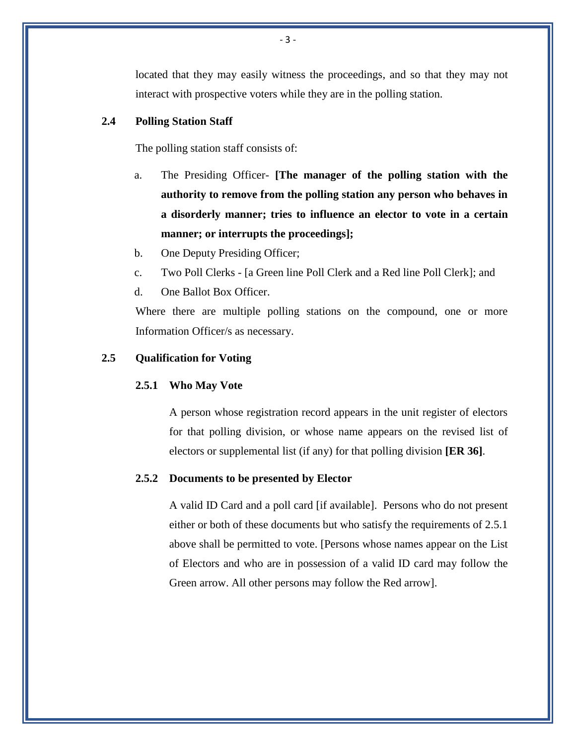located that they may easily witness the proceedings, and so that they may not interact with prospective voters while they are in the polling station.

### 2.4 Polling Station Staff

The polling station staff consists of:

a. The Presiding Officer- **[The manager of the polling station with the authority to remove from the polling station any person who behaves in a disorderly manner; tries to influence an elector to vote in a certain manner; or interrupts the proceedings];**

b. One Deputy Presiding Officer;

c. Two Poll Clerks - [a Green line Poll Clerk and a Red line Poll Clerk]; and

d. One Ballot Box Officer.

Where there are multiple polling stations on the compound, one or more Information Officer/s as necessary.

### 2.5 Qualification for Voting

#### 2.5.1 Who May Vote

A person whose registration record appears in the unit register of electors for that polling division, or whose name appears on the revised list of electors or supplemental list (if any) for that polling division **[ER 36]**.

#### 2.5.2 Documents to be presented by Elector

A valid ID Card and a poll card [if available]. Persons who do not present either or both of these documents but who satisfy the requirements of 2.5.1 above shall be permitted to vote. [Persons whose names appear on the List of Electors and who are in possession of a valid ID card may follow the Green arrow. All other persons may follow the Red arrow].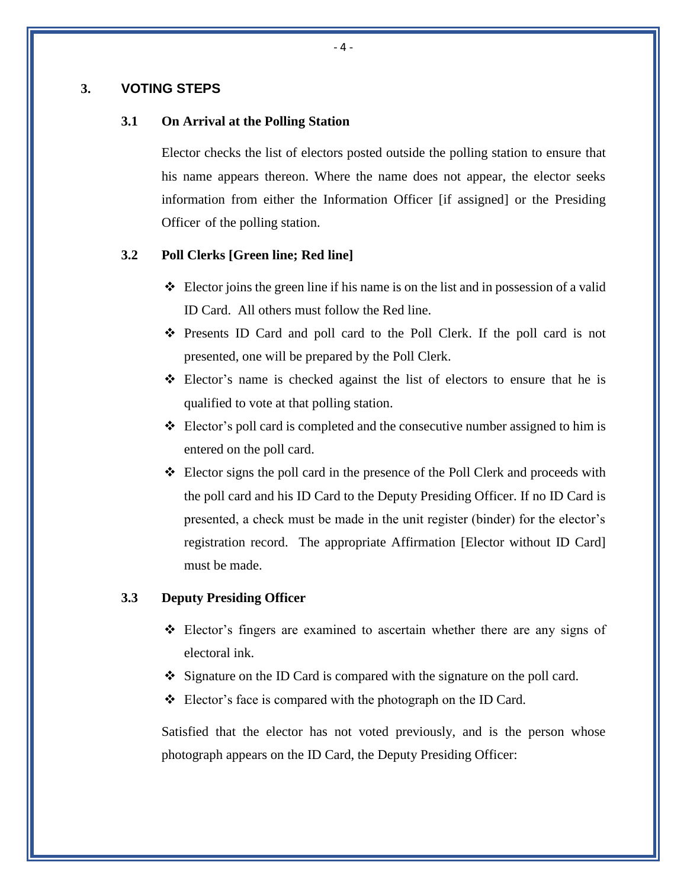## 3. VOTING STEPS

### 3.1 On Arrival at the Polling Station

Elector checks the list of electors posted outside the polling station to ensure that his name appears thereon. Where the name does not appear, the elector seeks information from either the Information Officer [if assigned] or the Presiding Officer of the polling station.

### 3.2 Poll Clerks [Green line; Red line]

- Elector joins the green line if his name is on the list and in possession of a valid ID Card. All others must follow the Red line.
- Presents ID Card and poll card to the Poll Clerk. If the poll card is not presented, one will be prepared by the Poll Clerk.
- Elector's name is checked against the list of electors to ensure that he is qualified to vote at that polling station.
- Elector's poll card is completed and the consecutive number assigned to him is entered on the poll card.
- Elector signs the poll card in the presence of the Poll Clerk and proceeds with the poll card and his ID Card to the Deputy Presiding Officer. If no ID Card is presented, a check must be made in the unit register (binder) for the elector's registration record. The appropriate Affirmation [Elector without ID Card] must be made.

### 3.3 Deputy Presiding Officer

- Elector's fingers are examined to ascertain whether there are any signs of electoral ink.
- Signature on the ID Card is compared with the signature on the poll card.
- Elector's face is compared with the photograph on the ID Card.

Satisfied that the elector has not voted previously, and is the person whose photograph appears on the ID Card, the Deputy Presiding Officer: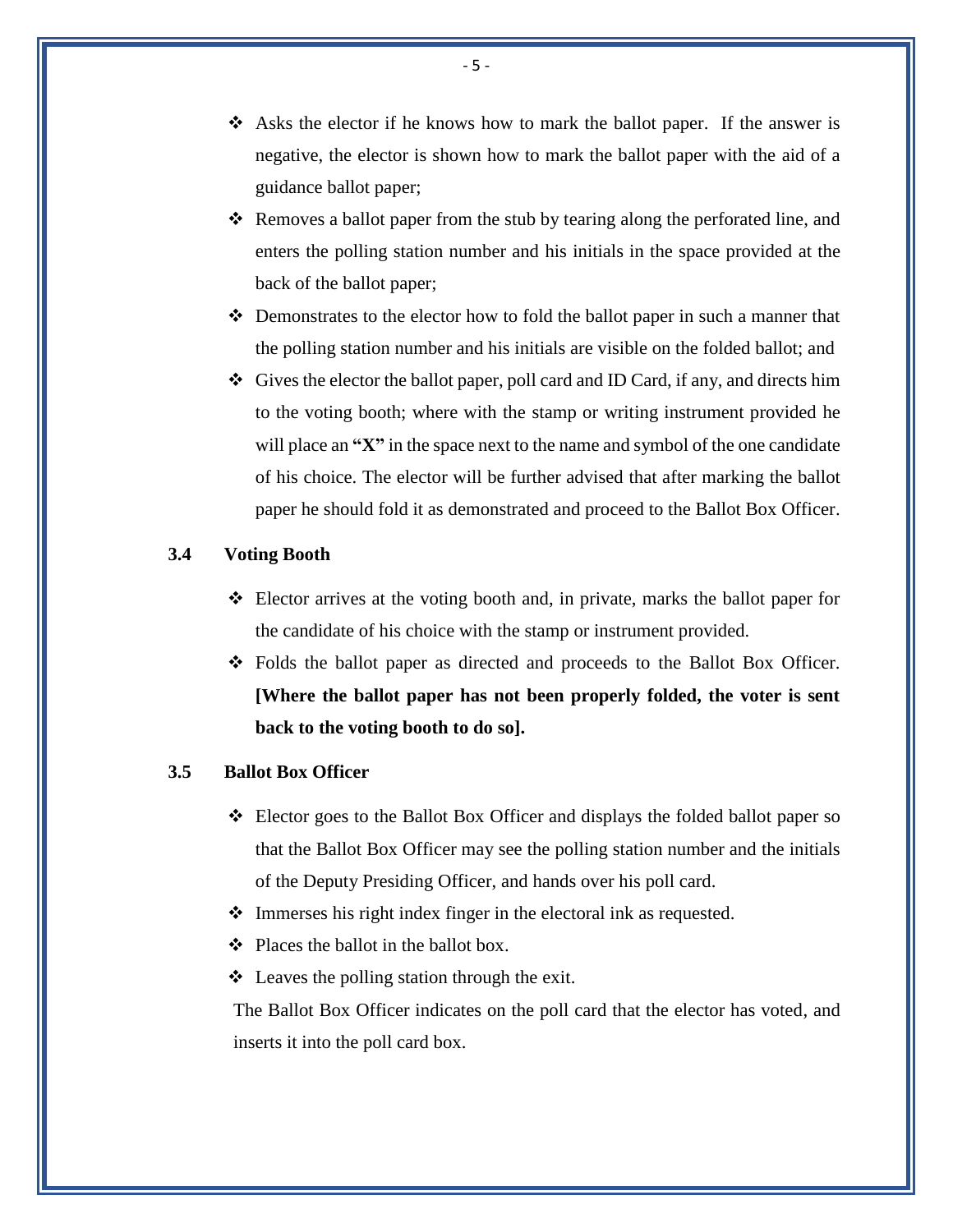- Asks the elector if he knows how to mark the ballot paper. If the answer is negative, the elector is shown how to mark the ballot paper with the aid of a guidance ballot paper;
- Removes a ballot paper from the stub by tearing along the perforated line, and enters the polling station number and his initials in the space provided at the back of the ballot paper;
- Demonstrates to the elector how to fold the ballot paper in such a manner that the polling station number and his initials are visible on the folded ballot; and
- Gives the elector the ballot paper, poll card and ID Card, if any, and directs him to the voting booth; where with the stamp or writing instrument provided he will place an **"X"** in the space next to the name and symbol of the one candidate of his choice. The elector will be further advised that after marking the ballot paper he should fold it as demonstrated and proceed to the Ballot Box Officer.

### 3.4 Voting Booth

- Elector arrives at the voting booth and, in private, marks the ballot paper for the candidate of his choice with the stamp or instrument provided.
- Folds the ballot paper as directed and proceeds to the Ballot Box Officer. **[Where the ballot paper has not been properly folded, the voter is sent back to the voting booth to do so].**

### 3.5 Ballot Box Officer

- Elector goes to the Ballot Box Officer and displays the folded ballot paper so that the Ballot Box Officer may see the polling station number and the initials of the Deputy Presiding Officer, and hands over his poll card.
- Immerses his right index finger in the electoral ink as requested.
- Places the ballot in the ballot box.
- Leaves the polling station through the exit.

The Ballot Box Officer indicates on the poll card that the elector has voted, and inserts it into the poll card box.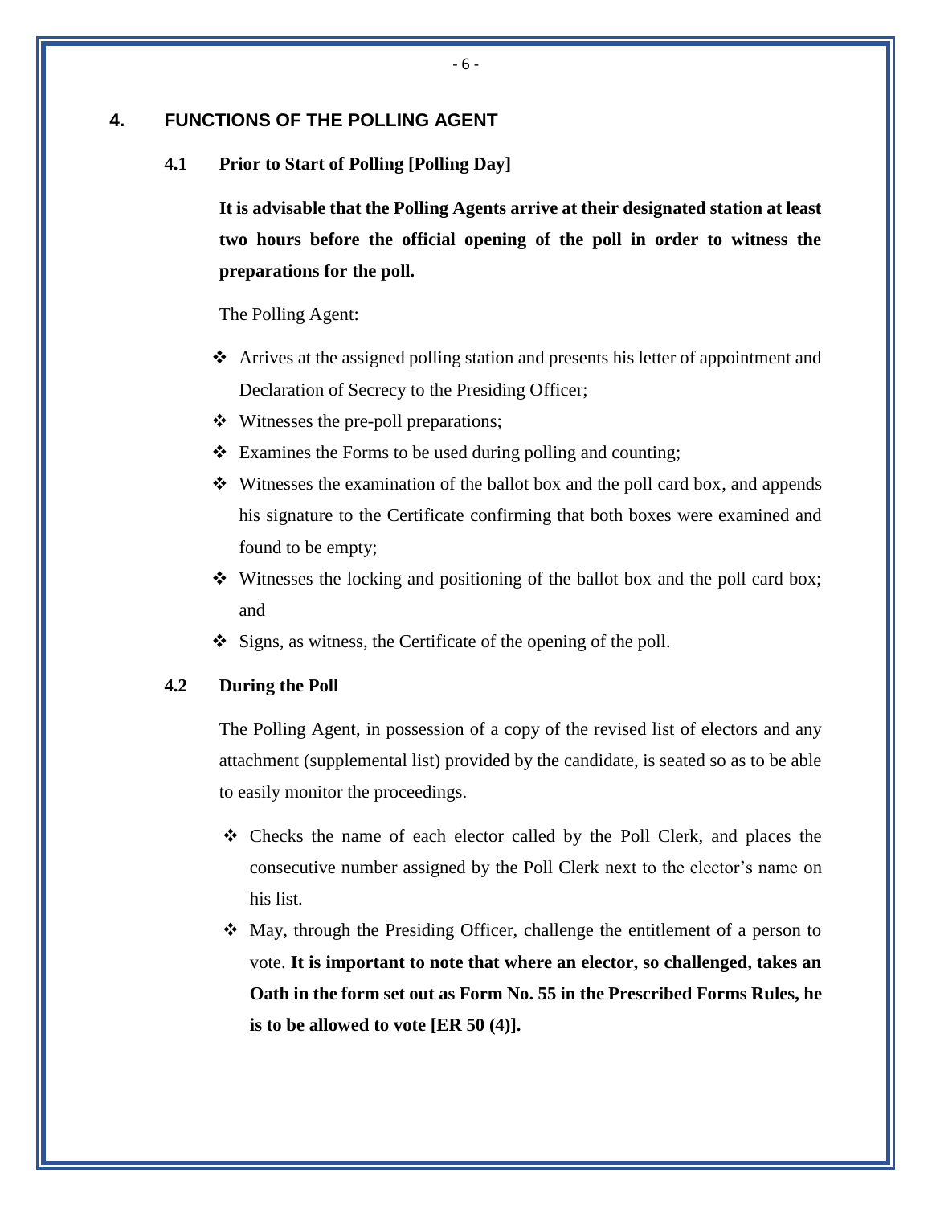## 4. FUNCTIONS OF THE POLLING AGENT

### 4.1 Prior to Start of Polling [Polling Day]

**It is advisable that the Polling Agents arrive at their designated station at least two hours before the official opening of the poll in order to witness the preparations for the poll.**

The Polling Agent:

- ❖ Arrives at the assigned polling station and presents his letter of appointment and Declaration of Secrecy to the Presiding Officer;
- ❖ Witnesses the pre-poll preparations;
- ❖ Examines the Forms to be used during polling and counting;
- ❖ Witnesses the examination of the ballot box and the poll card box, and appends his signature to the Certificate confirming that both boxes were examined and found to be empty;
- ❖ Witnesses the locking and positioning of the ballot box and the poll card box; and
- ❖ Signs, as witness, the Certificate of the opening of the poll.

### 4.2 During the Poll

The Polling Agent, in possession of a copy of the revised list of electors and any attachment (supplemental list) provided by the candidate, is seated so as to be able to easily monitor the proceedings.

- ❖ Checks the name of each elector called by the Poll Clerk, and places the consecutive number assigned by the Poll Clerk next to the elector's name on his list.
- ❖ May, through the Presiding Officer, challenge the entitlement of a person to vote. **It is important to note that where an elector, so challenged, takes an Oath in the form set out as Form No. 55 in the Prescribed Forms Rules, he is to be allowed to vote [ER 50 (4)].**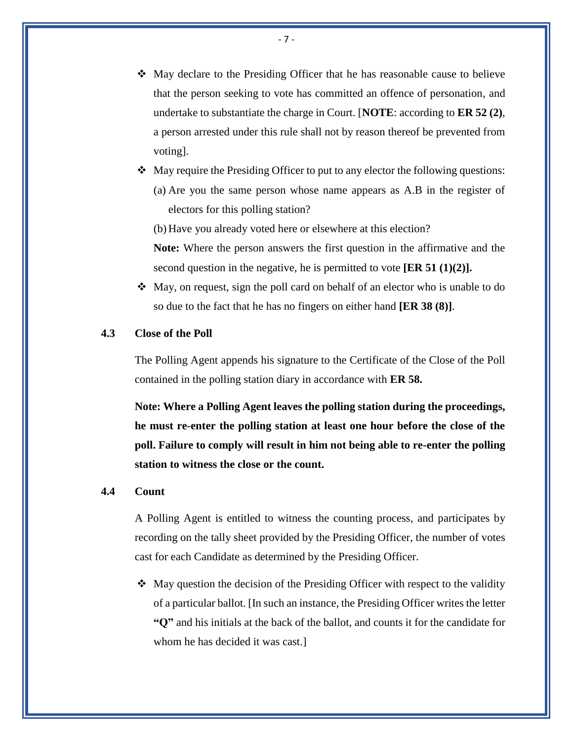- May declare to the Presiding Officer that he has reasonable cause to believe that the person seeking to vote has committed an offence of personation, and undertake to substantiate the charge in Court. [**NOTE**: according to **ER 52 (2)**, a person arrested under this rule shall not by reason thereof be prevented from voting].
- May require the Presiding Officer to put to any elector the following questions:
  (a) Are you the same person whose name appears as A.B in the register of electors for this polling station?
  (b) Have you already voted here or elsewhere at this election?

  **Note:** Where the person answers the first question in the affirmative and the second question in the negative, he is permitted to vote **[ER 51 (1)(2)].**
- May, on request, sign the poll card on behalf of an elector who is unable to do so due to the fact that he has no fingers on either hand **[ER 38 (8)]**.

### 4.3 Close of the Poll

The Polling Agent appends his signature to the Certificate of the Close of the Poll contained in the polling station diary in accordance with **ER 58.**

**Note: Where a Polling Agent leaves the polling station during the proceedings, he must re-enter the polling station at least one hour before the close of the poll. Failure to comply will result in him not being able to re-enter the polling station to witness the close or the count.**

### 4.4 Count

A Polling Agent is entitled to witness the counting process, and participates by recording on the tally sheet provided by the Presiding Officer, the number of votes cast for each Candidate as determined by the Presiding Officer.

- May question the decision of the Presiding Officer with respect to the validity of a particular ballot. [In such an instance, the Presiding Officer writes the letter **"Q"** and his initials at the back of the ballot, and counts it for the candidate for whom he has decided it was cast.]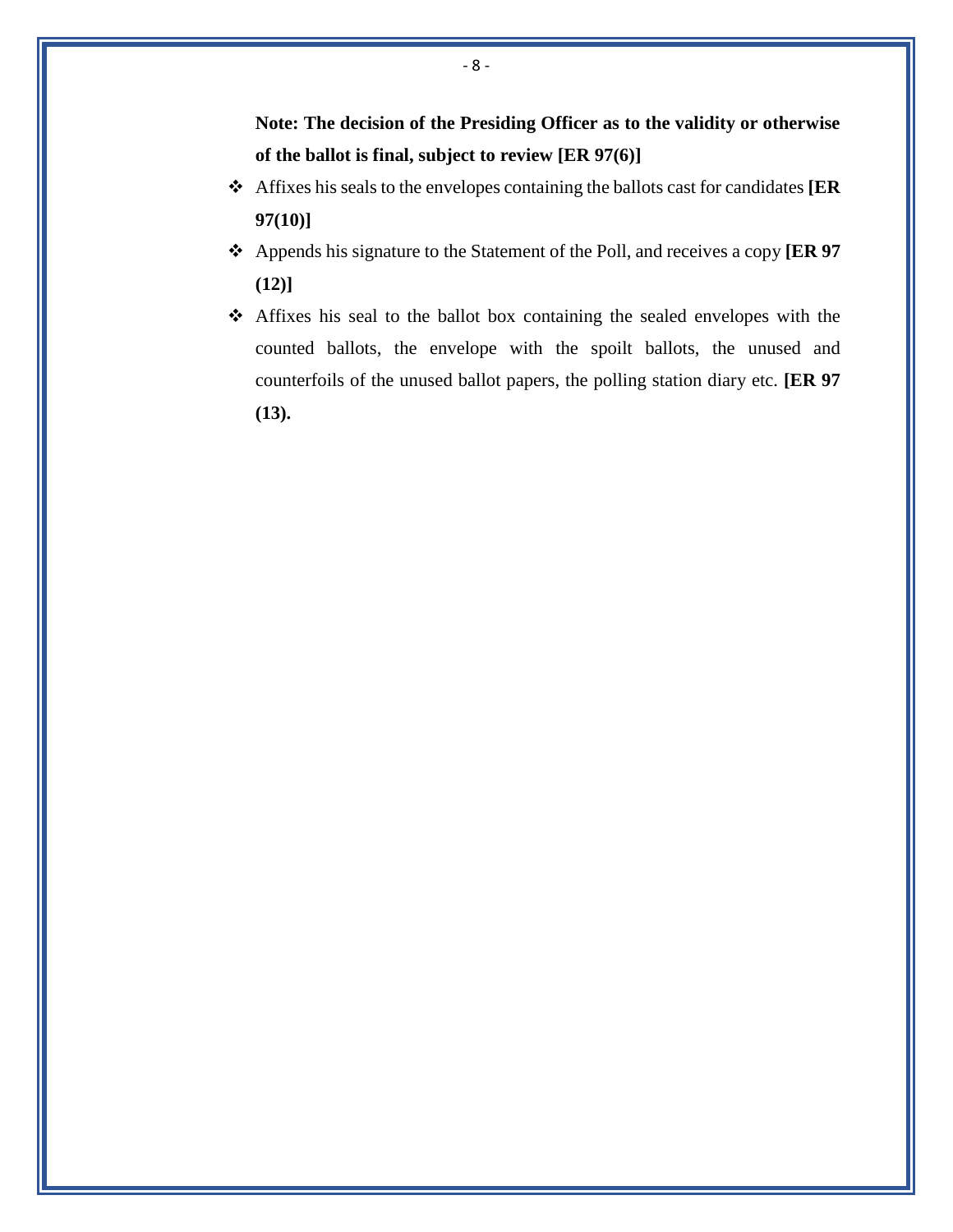**Note: The decision of the Presiding Officer as to the validity or otherwise of the ballot is final, subject to review [ER 97(6)]**

- Affixes his seals to the envelopes containing the ballots cast for candidates **[ER 97(10)]**
- Appends his signature to the Statement of the Poll, and receives a copy **[ER 97 (12)]**
- Affixes his seal to the ballot box containing the sealed envelopes with the counted ballots, the envelope with the spoilt ballots, the unused and counterfoils of the unused ballot papers, the polling station diary etc. **[ER 97 (13).**